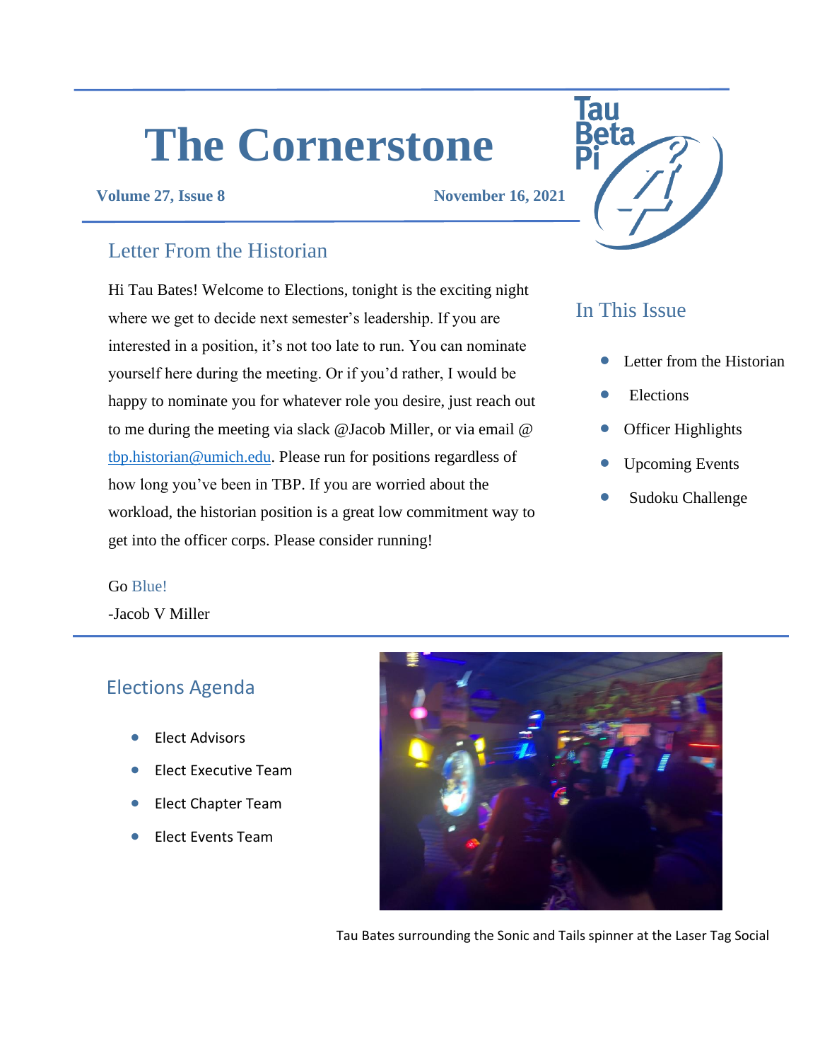# The Cornerstone

**Volume 27, Issue 8** **November 16, 2021**

## Letter From the Historian

Hi Tau Bates! Welcome to Elections, tonight is the exciting night where we get to decide next semester's leadership. If you are interested in a position, it's not too late to run. You can nominate yourself here during the meeting. Or if you'd rather, I would be happy to nominate you for whatever role you desire, just reach out to me during the meeting via slack @Jacob Miller, or via email @ tbp.historian@umich.edu. Please run for positions regardless of how long you've been in TBP. If you are worried about the workload, the historian position is a great low commitment way to get into the officer corps. Please consider running!

Go Blue!

-Jacob V Miller

## In This Issue

- Letter from the Historian
- Elections
- Officer Highlights
- Upcoming Events
- Sudoku Challenge

## Elections Agenda

- Elect Advisors
- Elect Executive Team
- Elect Chapter Team
- Elect Events Team

Tau Bates surrounding the Sonic and Tails spinner at the Laser Tag Social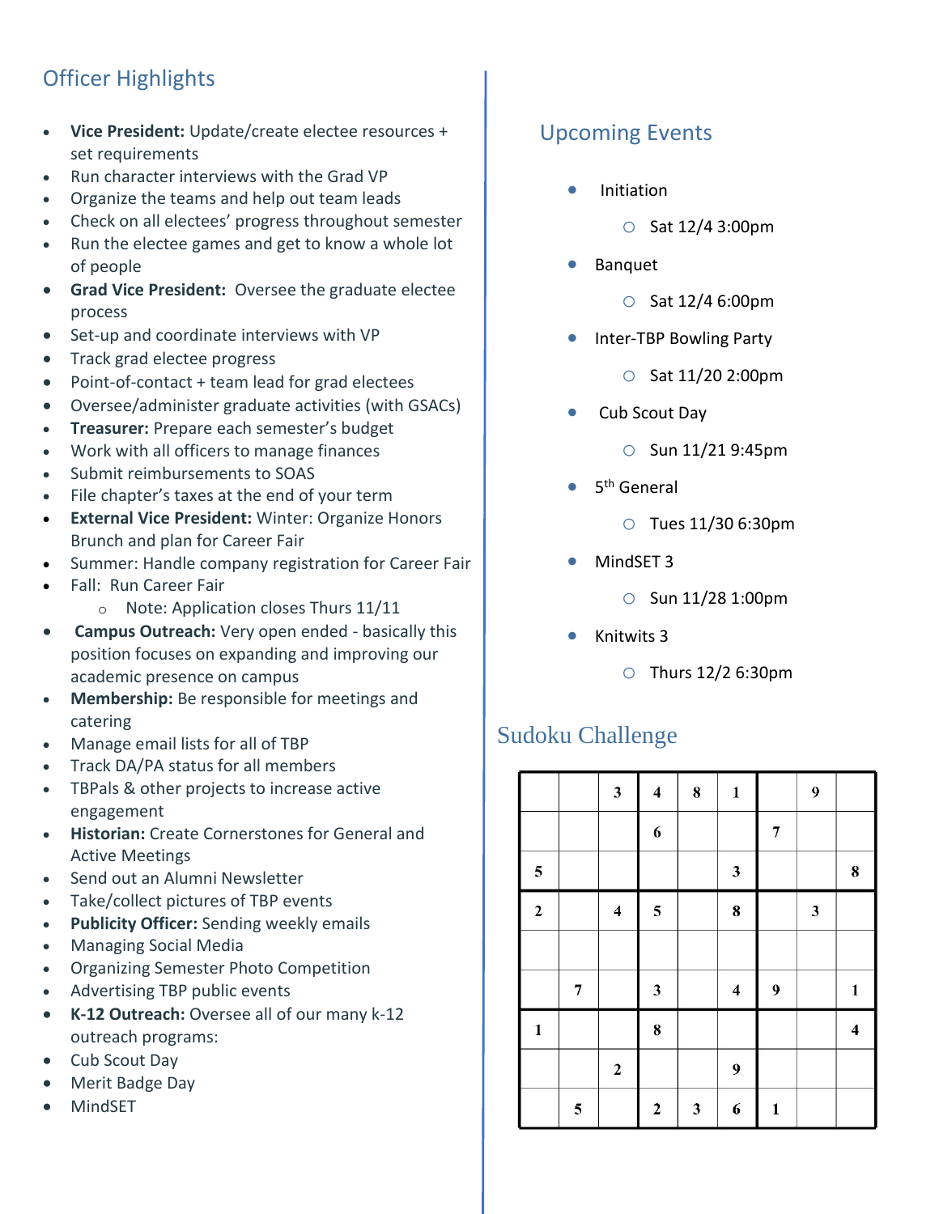## Officer Highlights

- **Vice President:** Update/create electee resources + set requirements
- Run character interviews with the Grad VP
- Organize the teams and help out team leads
- Check on all electees' progress throughout semester
- Run the electee games and get to know a whole lot of people
- **Grad Vice President:** Oversee the graduate electee process
- Set-up and coordinate interviews with VP
- Track grad electee progress
- Point-of-contact + team lead for grad electees
- Oversee/administer graduate activities (with GSACs)
- **Treasurer:** Prepare each semester's budget
- Work with all officers to manage finances
- Submit reimbursements to SOAS
- File chapter's taxes at the end of your term
- **External Vice President:** Winter: Organize Honors Brunch and plan for Career Fair
- Summer: Handle company registration for Career Fair
- Fall: Run Career Fair
    - Note: Application closes Thurs 11/11
- **Campus Outreach:** Very open ended - basically this position focuses on expanding and improving our academic presence on campus
- **Membership:** Be responsible for meetings and catering
- Manage email lists for all of TBP
- Track DA/PA status for all members
- TBPals & other projects to increase active engagement
- **Historian:** Create Cornerstones for General and Active Meetings
- Send out an Alumni Newsletter
- Take/collect pictures of TBP events
- **Publicity Officer:** Sending weekly emails
- Managing Social Media
- Organizing Semester Photo Competition
- Advertising TBP public events
- **K-12 Outreach:** Oversee all of our many k-12 outreach programs:
- Cub Scout Day
- Merit Badge Day
- MindSET

## Upcoming Events

- Initiation
    - Sat 12/4 3:00pm
- Banquet
    - Sat 12/4 6:00pm
- Inter-TBP Bowling Party
    - Sat 11/20 2:00pm
- Cub Scout Day
    - Sun 11/21 9:45pm
- 5th General
    - Tues 11/30 6:30pm
- MindSET 3
    - Sun 11/28 1:00pm
- Knitwits 3
    - Thurs 12/2 6:30pm

## Sudoku Challenge

| | | | | | | | | |
|---|---|---|---|---|---|---|---|---|
| | | 3 | 4 | 8 | 1 | | 9 | |
| | | | 6 | | | 7 | | |
| 5 | | | | | 3 | | | 8 |
| 2 | | 4 | 5 | | 8 | | 3 | |
| | | | | | | | | |
| | 7 | | 3 | | 4 | 9 | | 1 |
| 1 | | | 8 | | | | | 4 |
| | | 2 | | | 9 | | | |
| | 5 | | 2 | 3 | 6 | 1 | | |